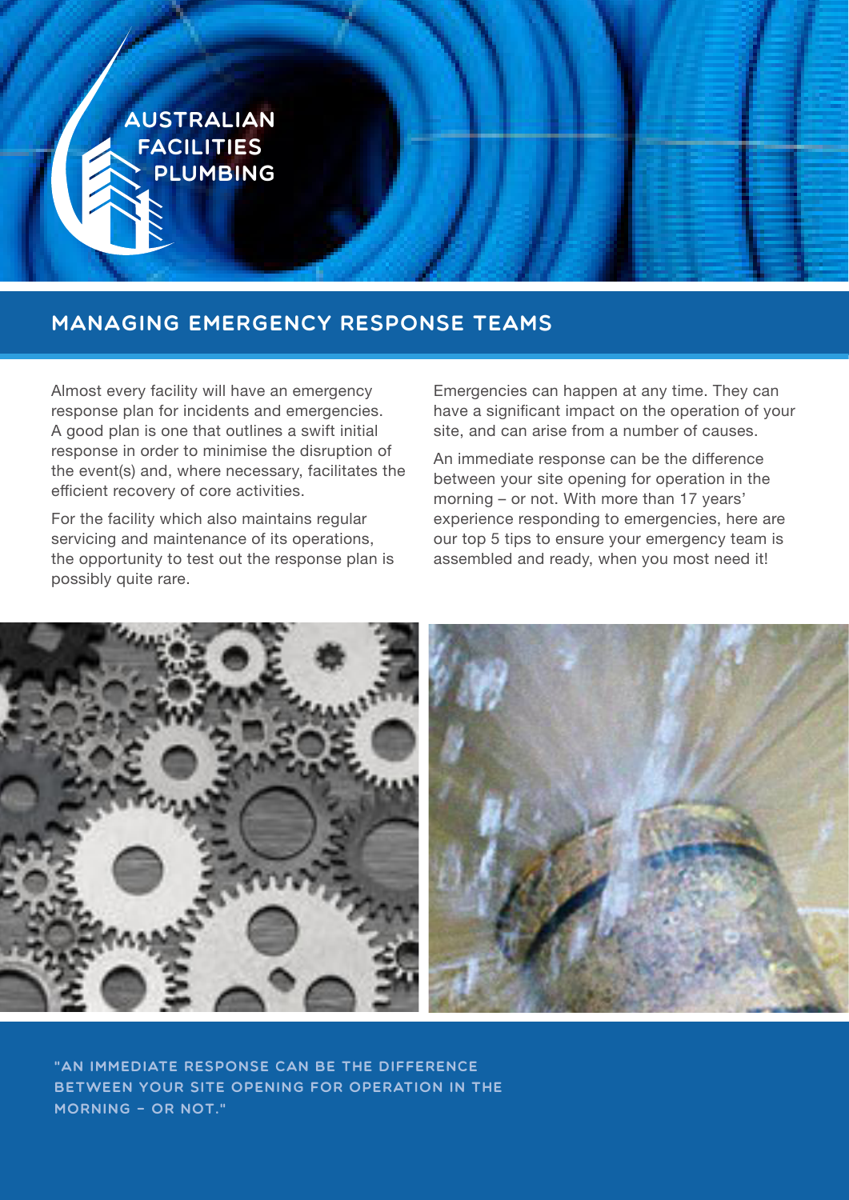AUSTRALIAN FACILITIES PLUMBING

# MANAGING EMERGENCY RESPONSE TEAMS

Almost every facility will have an emergency response plan for incidents and emergencies. A good plan is one that outlines a swift initial response in order to minimise the disruption of the event(s) and, where necessary, facilitates the efficient recovery of core activities.

For the facility which also maintains regular servicing and maintenance of its operations, the opportunity to test out the response plan is possibly quite rare.

Emergencies can happen at any time. They can have a significant impact on the operation of your site, and can arise from a number of causes.

An immediate response can be the difference between your site opening for operation in the morning – or not. With more than 17 years' experience responding to emergencies, here are our top 5 tips to ensure your emergency team is assembled and ready, when you most need it!

"AN IMMEDIATE RESPONSE CAN BE THE DIFFERENCE BETWEEN YOUR SITE OPENING FOR OPERATION IN THE MORNING – OR NOT."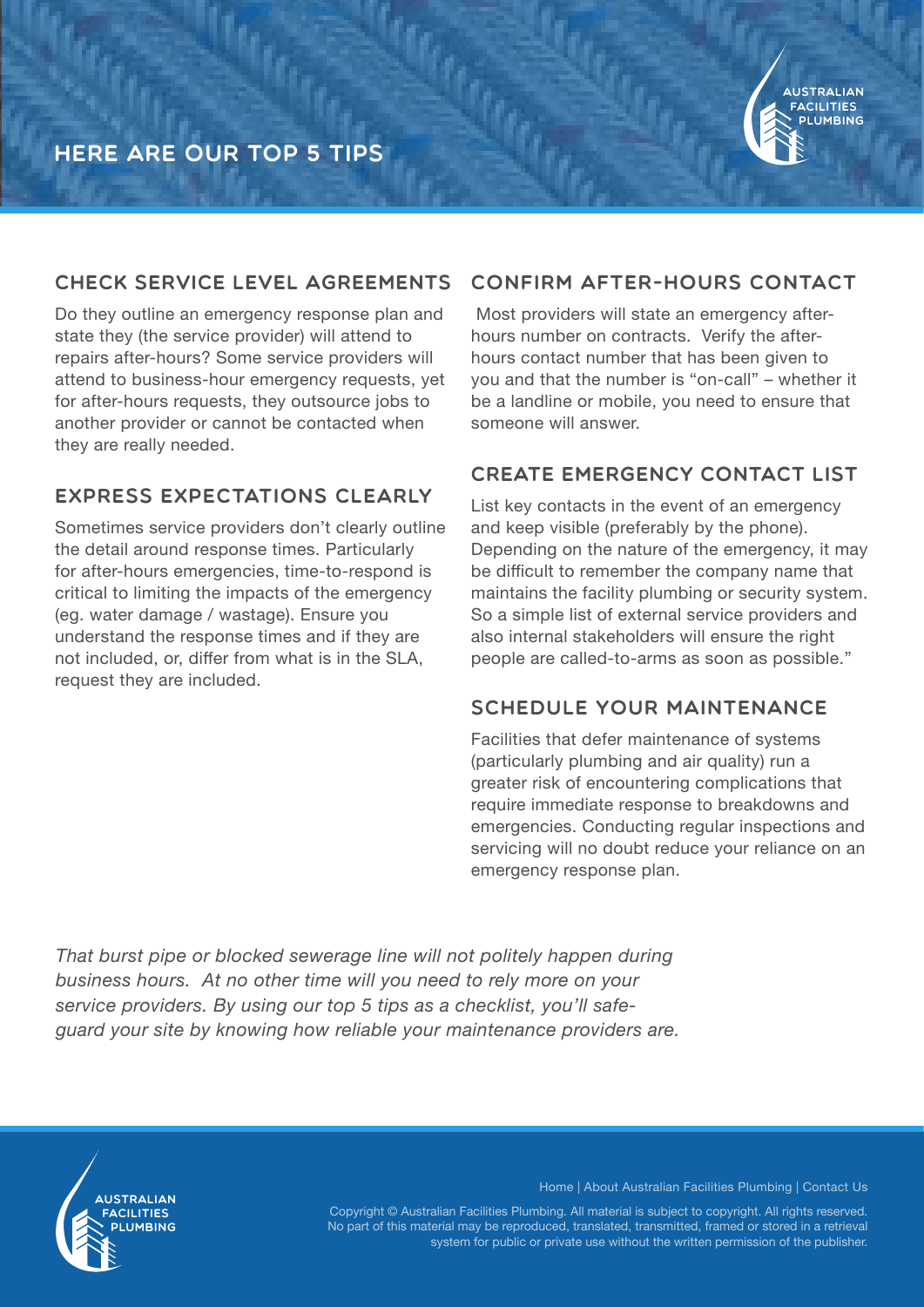# HERE ARE OUR TOP 5 TIPS

## CHECK SERVICE LEVEL AGREEMENTS

Do they outline an emergency response plan and state they (the service provider) will attend to repairs after-hours? Some service providers will attend to business-hour emergency requests, yet for after-hours requests, they outsource jobs to another provider or cannot be contacted when they are really needed.

## EXPRESS EXPECTATIONS CLEARLY

Sometimes service providers don't clearly outline the detail around response times. Particularly for after-hours emergencies, time-to-respond is critical to limiting the impacts of the emergency (eg. water damage / wastage). Ensure you understand the response times and if they are not included, or, differ from what is in the SLA, request they are included.

## CONFIRM AFTER-HOURS CONTACT

Most providers will state an emergency after-hours number on contracts. Verify the after-hours contact number that has been given to you and that the number is "on-call" – whether it be a landline or mobile, you need to ensure that someone will answer.

## CREATE EMERGENCY CONTACT LIST

List key contacts in the event of an emergency and keep visible (preferably by the phone). Depending on the nature of the emergency, it may be difficult to remember the company name that maintains the facility plumbing or security system. So a simple list of external service providers and also internal stakeholders will ensure the right people are called-to-arms as soon as possible."

## SCHEDULE YOUR MAINTENANCE

Facilities that defer maintenance of systems (particularly plumbing and air quality) run a greater risk of encountering complications that require immediate response to breakdowns and emergencies. Conducting regular inspections and servicing will no doubt reduce your reliance on an emergency response plan.

*That burst pipe or blocked sewerage line will not politely happen during business hours. At no other time will you need to rely more on your service providers. By using our top 5 tips as a checklist, you'll safe-guard your site by knowing how reliable your maintenance providers are.*

Home | About Australian Facilities Plumbing | Contact Us

Copyright © Australian Facilities Plumbing. All material is subject to copyright. All rights reserved. No part of this material may be reproduced, translated, transmitted, framed or stored in a retrieval system for public or private use without the written permission of the publisher.